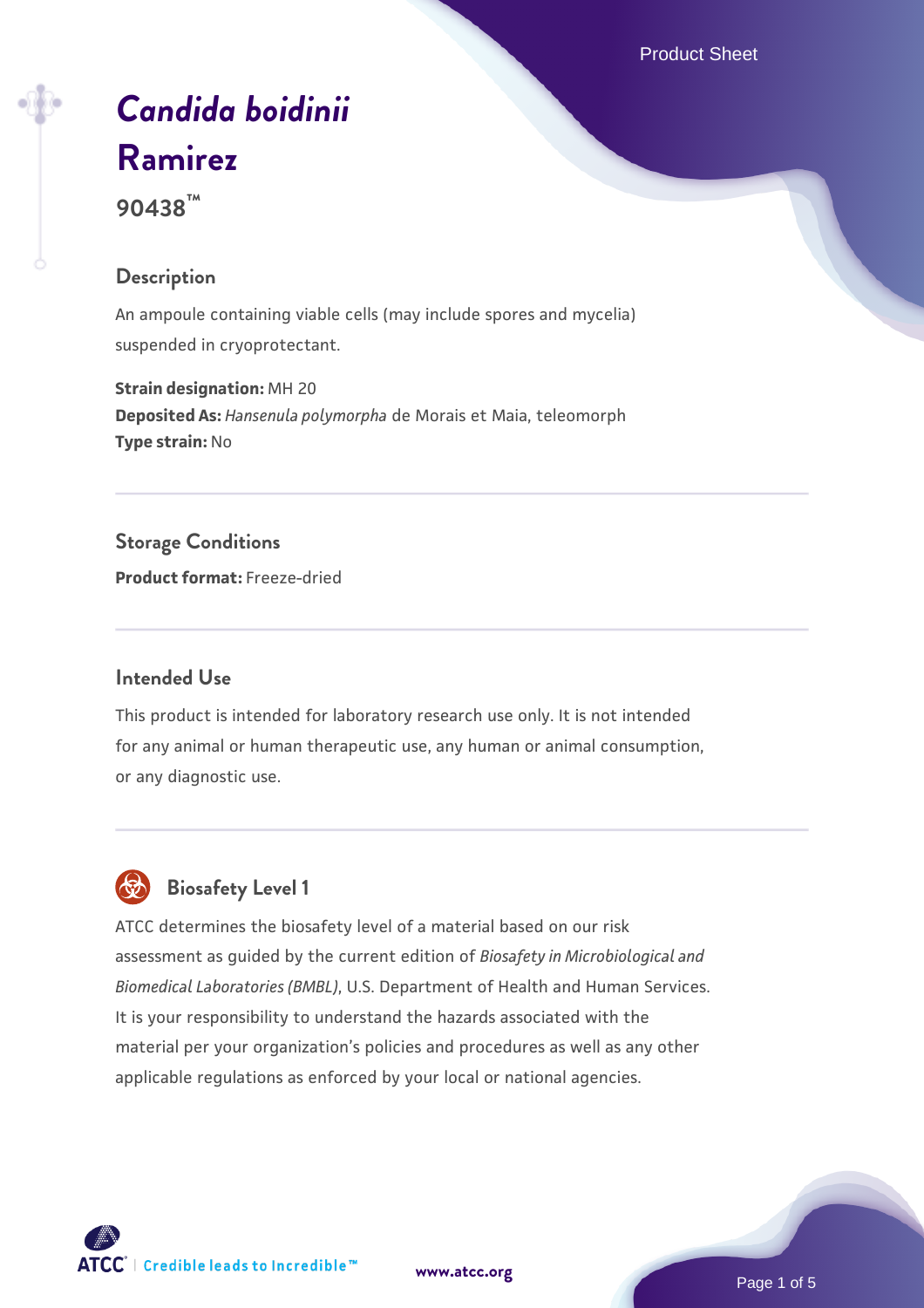# *Candida boidinii* Ramirez

**90438™**

## Description

An ampoule containing viable cells (may include spores and mycelia) suspended in cryoprotectant.

**Strain designation:** MH 20
**Deposited As:** *Hansenula polymorpha* de Morais et Maia, teleomorph
**Type strain:** No

## Storage Conditions

**Product format:** Freeze-dried

## Intended Use

This product is intended for laboratory research use only. It is not intended for any animal or human therapeutic use, any human or animal consumption, or any diagnostic use.

## Biosafety Level 1

ATCC determines the biosafety level of a material based on our risk assessment as guided by the current edition of *Biosafety in Microbiological and Biomedical Laboratories (BMBL)*, U.S. Department of Health and Human Services. It is your responsibility to understand the hazards associated with the material per your organization's policies and procedures as well as any other applicable regulations as enforced by your local or national agencies.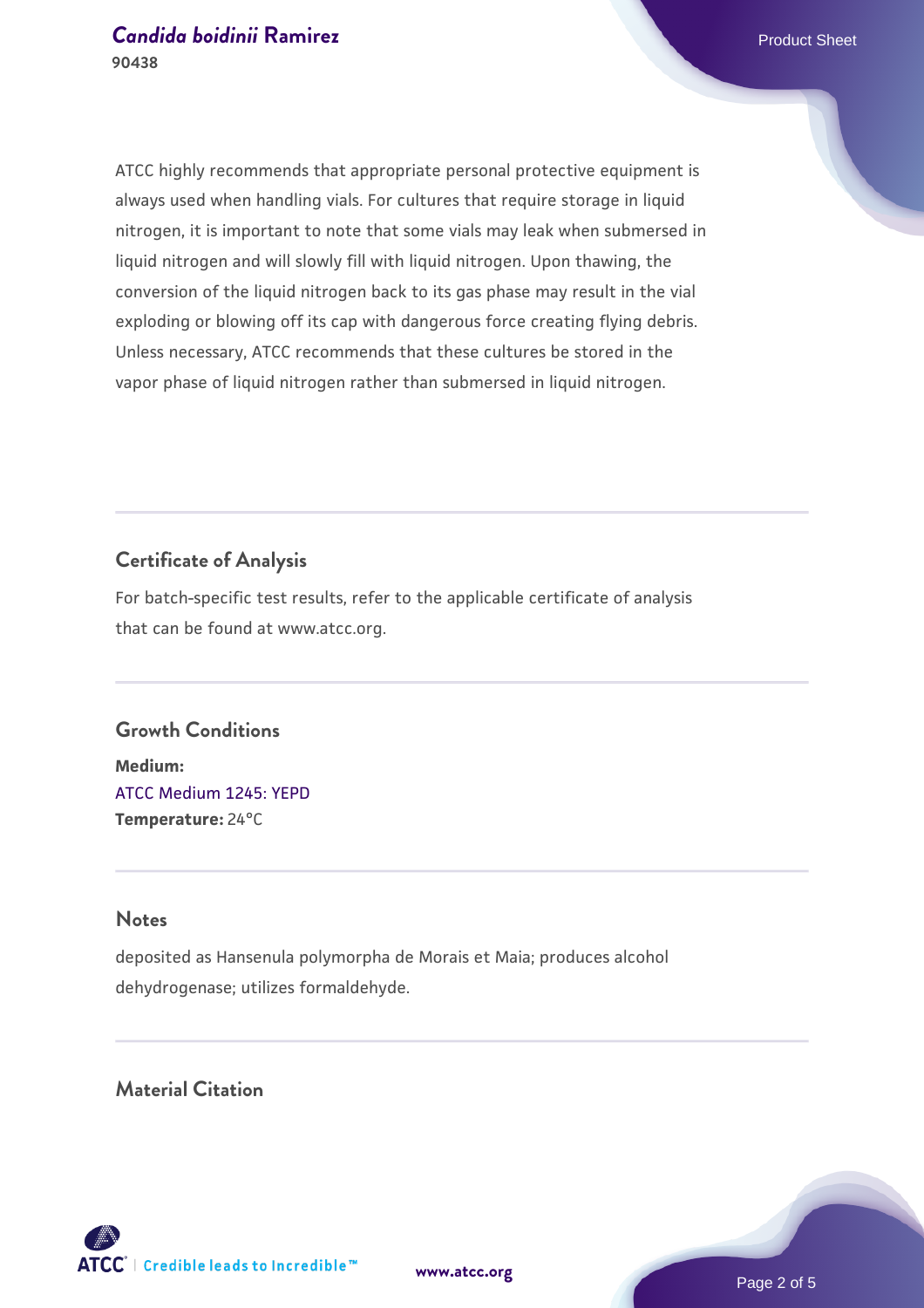ATCC highly recommends that appropriate personal protective equipment is always used when handling vials. For cultures that require storage in liquid nitrogen, it is important to note that some vials may leak when submersed in liquid nitrogen and will slowly fill with liquid nitrogen. Upon thawing, the conversion of the liquid nitrogen back to its gas phase may result in the vial exploding or blowing off its cap with dangerous force creating flying debris. Unless necessary, ATCC recommends that these cultures be stored in the vapor phase of liquid nitrogen rather than submersed in liquid nitrogen.

## Certificate of Analysis

For batch-specific test results, refer to the applicable certificate of analysis that can be found at www.atcc.org.

## Growth Conditions

**Medium:**
ATCC Medium 1245: YEPD
**Temperature:** 24°C

## Notes

deposited as Hansenula polymorpha de Morais et Maia; produces alcohol dehydrogenase; utilizes formaldehyde.

## Material Citation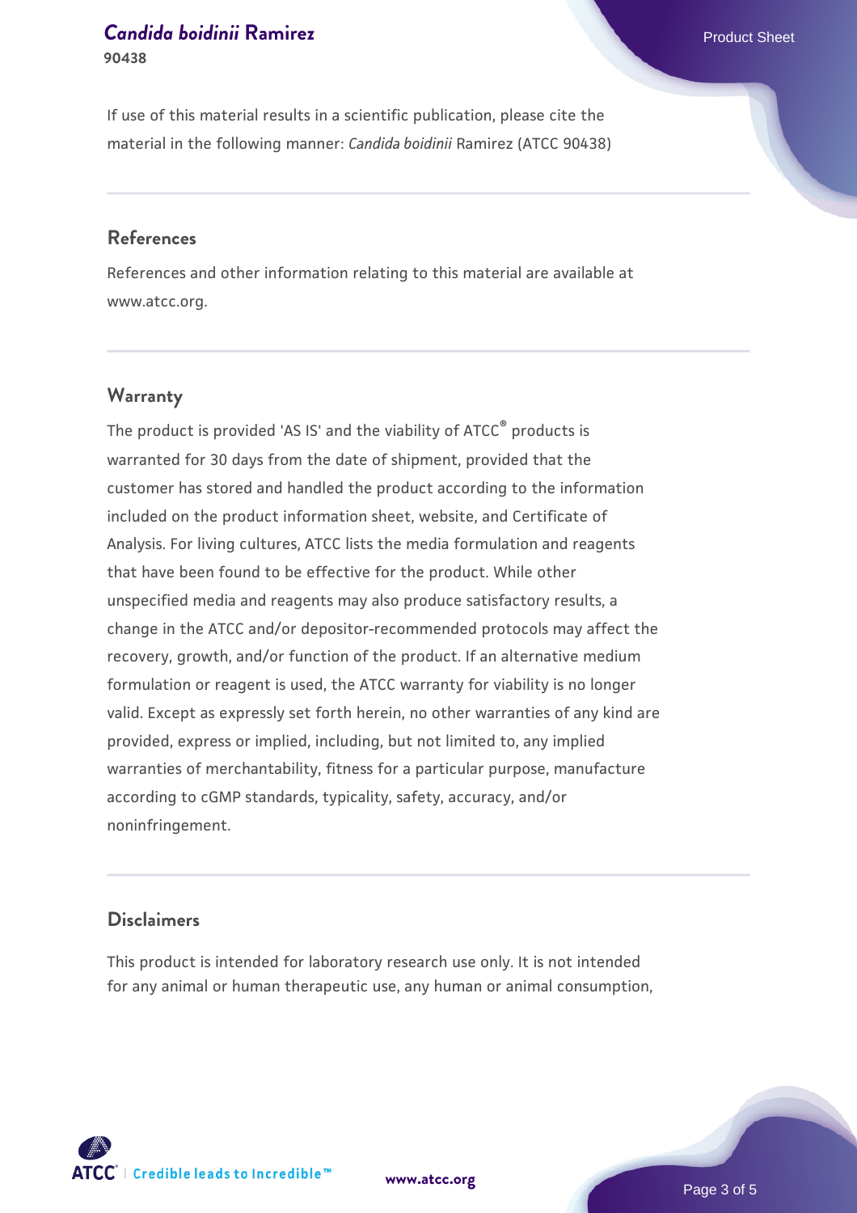If use of this material results in a scientific publication, please cite the material in the following manner: *Candida boidinii* Ramirez (ATCC 90438)

## References

References and other information relating to this material are available at www.atcc.org.

## Warranty

The product is provided 'AS IS' and the viability of ATCC® products is warranted for 30 days from the date of shipment, provided that the customer has stored and handled the product according to the information included on the product information sheet, website, and Certificate of Analysis. For living cultures, ATCC lists the media formulation and reagents that have been found to be effective for the product. While other unspecified media and reagents may also produce satisfactory results, a change in the ATCC and/or depositor-recommended protocols may affect the recovery, growth, and/or function of the product. If an alternative medium formulation or reagent is used, the ATCC warranty for viability is no longer valid. Except as expressly set forth herein, no other warranties of any kind are provided, express or implied, including, but not limited to, any implied warranties of merchantability, fitness for a particular purpose, manufacture according to cGMP standards, typicality, safety, accuracy, and/or noninfringement.

## Disclaimers

This product is intended for laboratory research use only. It is not intended for any animal or human therapeutic use, any human or animal consumption,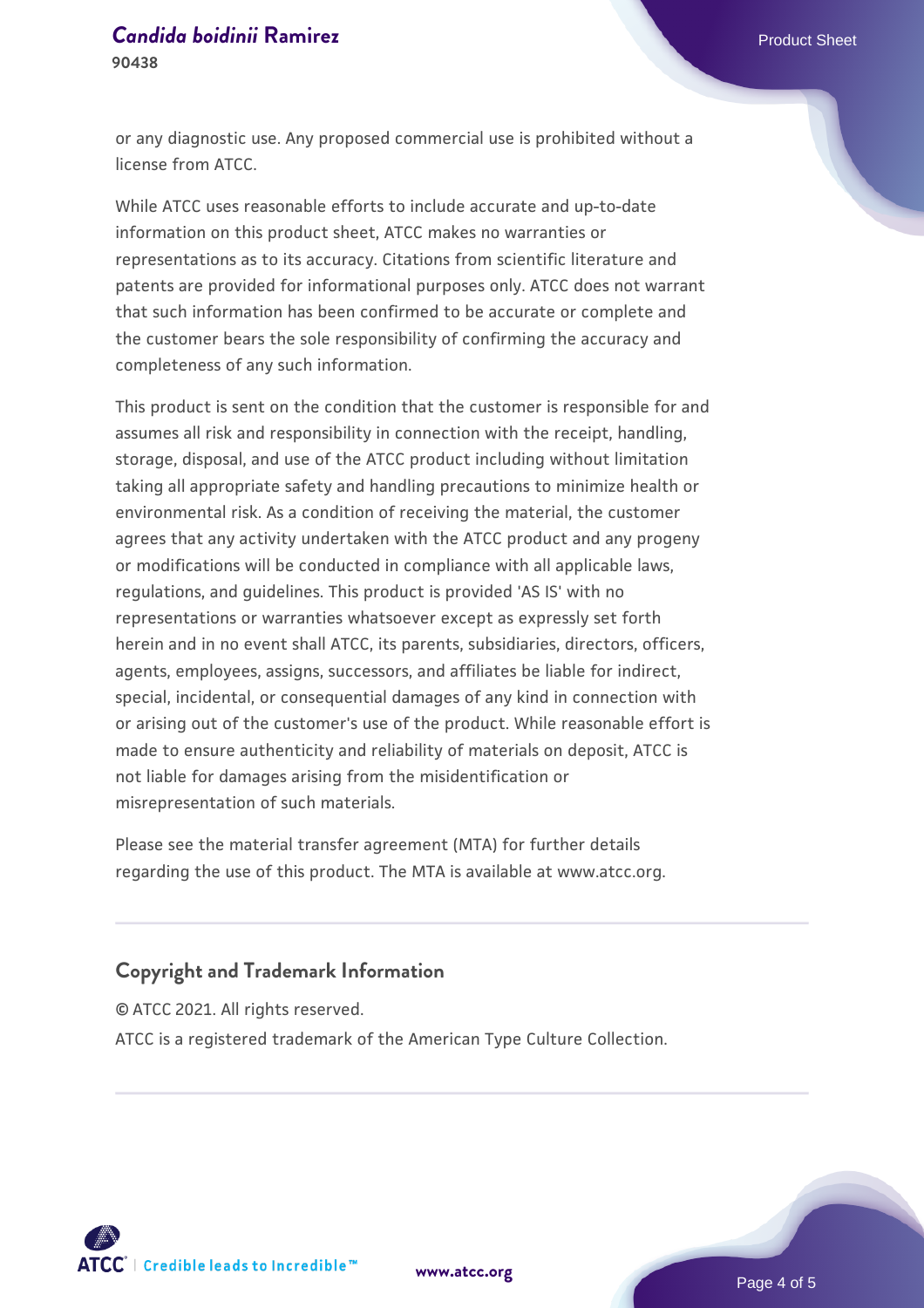or any diagnostic use. Any proposed commercial use is prohibited without a license from ATCC.

While ATCC uses reasonable efforts to include accurate and up-to-date information on this product sheet, ATCC makes no warranties or representations as to its accuracy. Citations from scientific literature and patents are provided for informational purposes only. ATCC does not warrant that such information has been confirmed to be accurate or complete and the customer bears the sole responsibility of confirming the accuracy and completeness of any such information.

This product is sent on the condition that the customer is responsible for and assumes all risk and responsibility in connection with the receipt, handling, storage, disposal, and use of the ATCC product including without limitation taking all appropriate safety and handling precautions to minimize health or environmental risk. As a condition of receiving the material, the customer agrees that any activity undertaken with the ATCC product and any progeny or modifications will be conducted in compliance with all applicable laws, regulations, and guidelines. This product is provided 'AS IS' with no representations or warranties whatsoever except as expressly set forth herein and in no event shall ATCC, its parents, subsidiaries, directors, officers, agents, employees, assigns, successors, and affiliates be liable for indirect, special, incidental, or consequential damages of any kind in connection with or arising out of the customer's use of the product. While reasonable effort is made to ensure authenticity and reliability of materials on deposit, ATCC is not liable for damages arising from the misidentification or misrepresentation of such materials.

Please see the material transfer agreement (MTA) for further details regarding the use of this product. The MTA is available at www.atcc.org.

## Copyright and Trademark Information

© ATCC 2021. All rights reserved.

ATCC is a registered trademark of the American Type Culture Collection.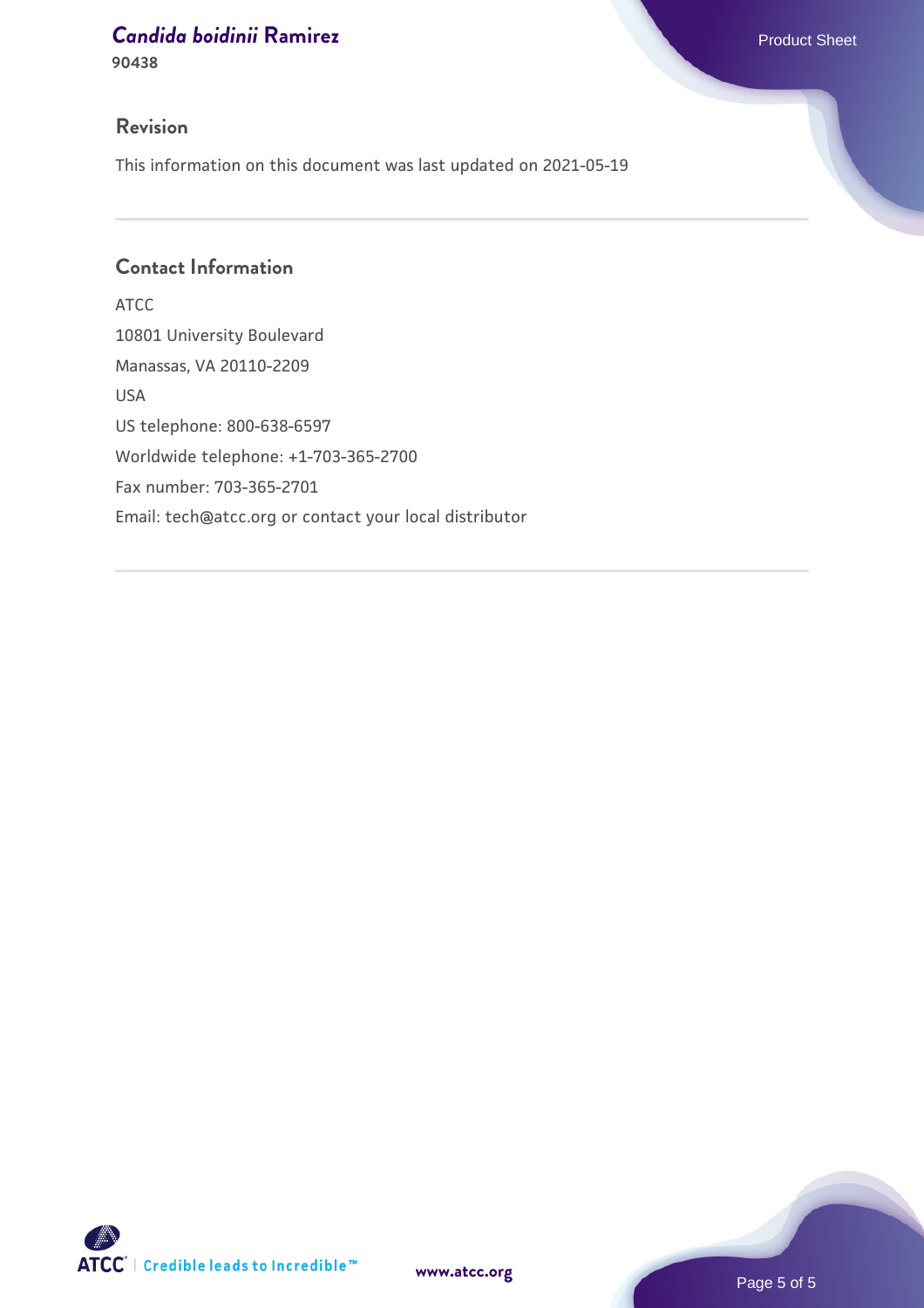## Revision

This information on this document was last updated on 2021-05-19

## Contact Information

ATCC
10801 University Boulevard
Manassas, VA 20110-2209
USA
US telephone: 800-638-6597
Worldwide telephone: +1-703-365-2700
Fax number: 703-365-2701
Email: tech@atcc.org or contact your local distributor